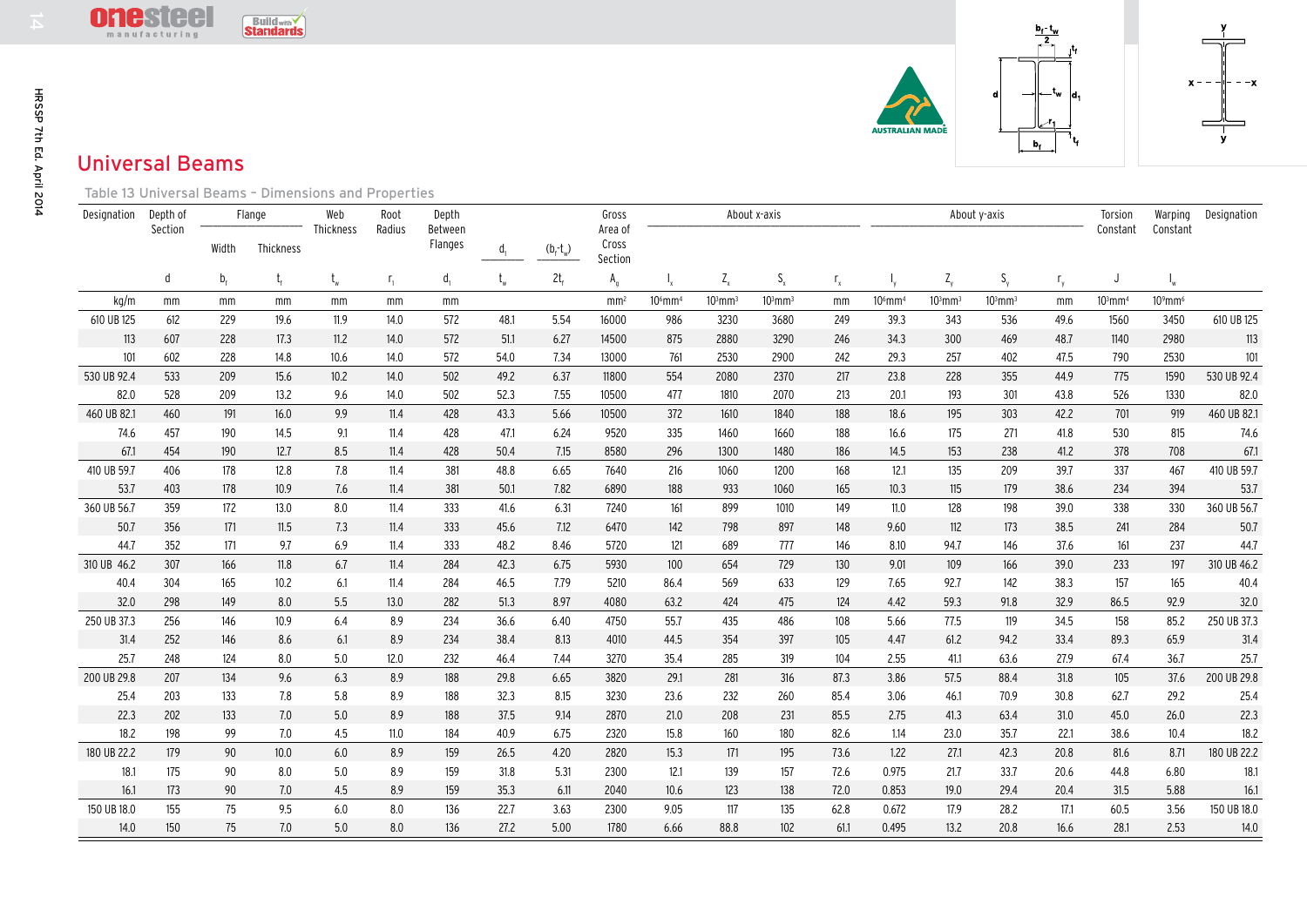# Universal Beams

Table 13 Universal Beams – Dimensions and Properties

| Designation | Depth of Section | Flange | | Web Thickness | Root Radius | Depth Between Flanges | $\frac{d_1}{t_w}$ | $\frac{(b_f-t_w)}{2t_f}$ | Gross Area of Cross Section | About x-axis | | | | About y-axis | | | | Torsion Constant | Warping Constant | Designation |
|---|---|---|---|---|---|---|---|---|---|---|---|---|---|---|---|---|---|---|---|---|
| | | Width | Thickness | | | | | | | | | | | | | | | | | |
| | d | $b_f$ | $t_f$ | $t_w$ | $r_1$ | $d_1$ | | | $A_g$ | $I_x$ | $Z_x$ | $S_x$ | $r_x$ | $I_y$ | $Z_y$ | $S_y$ | $r_y$ | J | $I_w$ | |
| kg/m | mm | mm | mm | mm | mm | mm | | | mm² | 10⁶mm⁴ | 10³mm³ | 10³mm³ | mm | 10⁶mm⁴ | 10³mm³ | 10³mm³ | mm | 10³mm⁴ | 10⁹mm⁶ | |
| 610 UB 125 | 612 | 229 | 19.6 | 11.9 | 14.0 | 572 | 48.1 | 5.54 | 16000 | 986 | 3230 | 3680 | 249 | 39.3 | 343 | 536 | 49.6 | 1560 | 3450 | 610 UB 125 |
| 113 | 607 | 228 | 17.3 | 11.2 | 14.0 | 572 | 51.1 | 6.27 | 14500 | 875 | 2880 | 3290 | 246 | 34.3 | 300 | 469 | 48.7 | 1140 | 2980 | 113 |
| 101 | 602 | 228 | 14.8 | 10.6 | 14.0 | 572 | 54.0 | 7.34 | 13000 | 761 | 2530 | 2900 | 242 | 29.3 | 257 | 402 | 47.5 | 790 | 2530 | 101 |
| 530 UB 92.4 | 533 | 209 | 15.6 | 10.2 | 14.0 | 502 | 49.2 | 6.37 | 11800 | 554 | 2080 | 2370 | 217 | 23.8 | 228 | 355 | 44.9 | 775 | 1590 | 530 UB 92.4 |
| 82.0 | 528 | 209 | 13.2 | 9.6 | 14.0 | 502 | 52.3 | 7.55 | 10500 | 477 | 1810 | 2070 | 213 | 20.1 | 193 | 301 | 43.8 | 526 | 1330 | 82.0 |
| 460 UB 82.1 | 460 | 191 | 16.0 | 9.9 | 11.4 | 428 | 43.3 | 5.66 | 10500 | 372 | 1610 | 1840 | 188 | 18.6 | 195 | 303 | 42.2 | 701 | 919 | 460 UB 82.1 |
| 74.6 | 457 | 190 | 14.5 | 9.1 | 11.4 | 428 | 47.1 | 6.24 | 9520 | 335 | 1460 | 1660 | 188 | 16.6 | 175 | 271 | 41.8 | 530 | 815 | 74.6 |
| 67.1 | 454 | 190 | 12.7 | 8.5 | 11.4 | 428 | 50.4 | 7.15 | 8580 | 296 | 1300 | 1480 | 186 | 14.5 | 153 | 238 | 41.2 | 378 | 708 | 67.1 |
| 410 UB 59.7 | 406 | 178 | 12.8 | 7.8 | 11.4 | 381 | 48.8 | 6.65 | 7640 | 216 | 1060 | 1200 | 168 | 12.1 | 135 | 209 | 39.7 | 337 | 467 | 410 UB 59.7 |
| 53.7 | 403 | 178 | 10.9 | 7.6 | 11.4 | 381 | 50.1 | 7.82 | 6890 | 188 | 933 | 1060 | 165 | 10.3 | 115 | 179 | 38.6 | 234 | 394 | 53.7 |
| 360 UB 56.7 | 359 | 172 | 13.0 | 8.0 | 11.4 | 333 | 41.6 | 6.31 | 7240 | 161 | 899 | 1010 | 149 | 11.0 | 128 | 198 | 39.0 | 338 | 330 | 360 UB 56.7 |
| 50.7 | 356 | 171 | 11.5 | 7.3 | 11.4 | 333 | 45.6 | 7.12 | 6470 | 142 | 798 | 897 | 148 | 9.60 | 112 | 173 | 38.5 | 241 | 284 | 50.7 |
| 44.7 | 352 | 171 | 9.7 | 6.9 | 11.4 | 333 | 48.2 | 8.46 | 5720 | 121 | 689 | 777 | 146 | 8.10 | 94.7 | 146 | 37.6 | 161 | 237 | 44.7 |
| 310 UB 46.2 | 307 | 166 | 11.8 | 6.7 | 11.4 | 284 | 42.3 | 6.75 | 5930 | 100 | 654 | 729 | 130 | 9.01 | 109 | 166 | 39.0 | 233 | 197 | 310 UB 46.2 |
| 40.4 | 304 | 165 | 10.2 | 6.1 | 11.4 | 284 | 46.5 | 7.79 | 5210 | 86.4 | 569 | 633 | 129 | 7.65 | 92.7 | 142 | 38.3 | 157 | 165 | 40.4 |
| 32.0 | 298 | 149 | 8.0 | 5.5 | 13.0 | 282 | 51.3 | 8.97 | 4080 | 63.2 | 424 | 475 | 124 | 4.42 | 59.3 | 91.8 | 32.9 | 86.5 | 92.9 | 32.0 |
| 250 UB 37.3 | 256 | 146 | 10.9 | 6.4 | 8.9 | 234 | 36.6 | 6.40 | 4750 | 55.7 | 435 | 486 | 108 | 5.66 | 77.5 | 119 | 34.5 | 158 | 85.2 | 250 UB 37.3 |
| 31.4 | 252 | 146 | 8.6 | 6.1 | 8.9 | 234 | 38.4 | 8.13 | 4010 | 44.5 | 354 | 397 | 105 | 4.47 | 61.2 | 94.2 | 33.4 | 89.3 | 65.9 | 31.4 |
| 25.7 | 248 | 124 | 8.0 | 5.0 | 12.0 | 232 | 46.4 | 7.44 | 3270 | 35.4 | 285 | 319 | 104 | 2.55 | 41.1 | 63.6 | 27.9 | 67.4 | 36.7 | 25.7 |
| 200 UB 29.8 | 207 | 134 | 9.6 | 6.3 | 8.9 | 188 | 29.8 | 6.65 | 3820 | 29.1 | 281 | 316 | 87.3 | 3.86 | 57.5 | 88.4 | 31.8 | 105 | 37.6 | 200 UB 29.8 |
| 25.4 | 203 | 133 | 7.8 | 5.8 | 8.9 | 188 | 32.3 | 8.15 | 3230 | 23.6 | 232 | 260 | 85.4 | 3.06 | 46.1 | 70.9 | 30.8 | 62.7 | 29.2 | 25.4 |
| 22.3 | 202 | 133 | 7.0 | 5.0 | 8.9 | 188 | 37.5 | 9.14 | 2870 | 21.0 | 208 | 231 | 85.5 | 2.75 | 41.3 | 63.4 | 31.0 | 45.0 | 26.0 | 22.3 |
| 18.2 | 198 | 99 | 7.0 | 4.5 | 11.0 | 184 | 40.9 | 6.75 | 2320 | 15.8 | 160 | 180 | 82.6 | 1.14 | 23.0 | 35.7 | 22.1 | 38.6 | 10.4 | 18.2 |
| 180 UB 22.2 | 179 | 90 | 10.0 | 6.0 | 8.9 | 159 | 26.5 | 4.20 | 2820 | 15.3 | 171 | 195 | 73.6 | 1.22 | 27.1 | 42.3 | 20.8 | 81.6 | 8.71 | 180 UB 22.2 |
| 18.1 | 175 | 90 | 8.0 | 5.0 | 8.9 | 159 | 31.8 | 5.31 | 2300 | 12.1 | 139 | 157 | 72.6 | 0.975 | 21.7 | 33.7 | 20.6 | 44.8 | 6.80 | 18.1 |
| 16.1 | 173 | 90 | 7.0 | 4.5 | 8.9 | 159 | 35.3 | 6.11 | 2040 | 10.6 | 123 | 138 | 72.0 | 0.853 | 19.0 | 29.4 | 20.4 | 31.5 | 5.88 | 16.1 |
| 150 UB 18.0 | 155 | 75 | 9.5 | 6.0 | 8.0 | 136 | 22.7 | 3.63 | 2300 | 9.05 | 117 | 135 | 62.8 | 0.672 | 17.9 | 28.2 | 17.1 | 60.5 | 3.56 | 150 UB 18.0 |
| 14.0 | 150 | 75 | 7.0 | 5.0 | 8.0 | 136 | 27.2 | 5.00 | 1780 | 6.66 | 88.8 | 102 | 61.1 | 0.495 | 13.2 | 20.8 | 16.6 | 28.1 | 2.53 | 14.0 |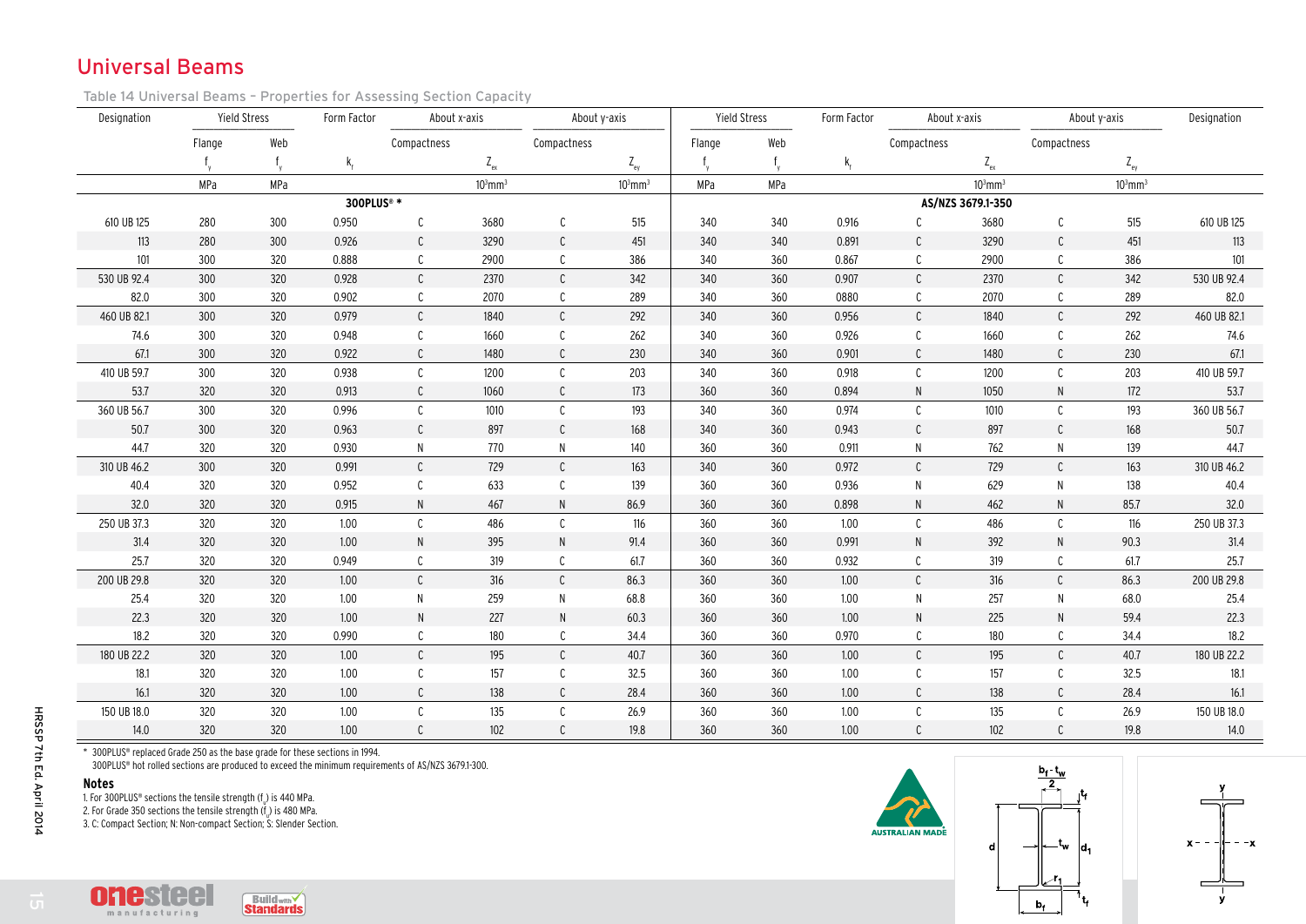# Universal Beams

Table 14 Universal Beams – Properties for Assessing Section Capacity

| Designation | Yield Stress | | Form Factor | About x-axis | | About y-axis | | Yield Stress | | Form Factor | About x-axis | | About y-axis | | Designation |
|---|---|---|---|---|---|---|---|---|---|---|---|---|---|---|---|
| | Flange | Web | | Compactness | | Compactness | | Flange | Web | | Compactness | | Compactness | | |
| | $f_y$ | $f_y$ | $k_f$ | | $Z_{ex}$ | | $Z_{ey}$ | $f_y$ | $f_y$ | $k_f$ | | $Z_{ex}$ | | $Z_{ey}$ | |
| | MPa | MPa | | | $10^3mm^3$ | | $10^3mm^3$ | MPa | MPa | | | $10^3mm^3$ | | $10^3mm^3$ | |
| | | | 300PLUS® * | | | | | | | | AS/NZS 3679.1-350 | | | | |
| 610 UB 125 | 280 | 300 | 0.950 | C | 3680 | C | 515 | 340 | 340 | 0.916 | C | 3680 | C | 515 | 610 UB 125 |
| 113 | 280 | 300 | 0.926 | C | 3290 | C | 451 | 340 | 340 | 0.891 | C | 3290 | C | 451 | 113 |
| 101 | 300 | 320 | 0.888 | C | 2900 | C | 386 | 340 | 360 | 0.867 | C | 2900 | C | 386 | 101 |
| 530 UB 92.4 | 300 | 320 | 0.928 | C | 2370 | C | 342 | 340 | 360 | 0.907 | C | 2370 | C | 342 | 530 UB 92.4 |
| 82.0 | 300 | 320 | 0.902 | C | 2070 | C | 289 | 340 | 360 | 0880 | C | 2070 | C | 289 | 82.0 |
| 460 UB 82.1 | 300 | 320 | 0.979 | C | 1840 | C | 292 | 340 | 360 | 0.956 | C | 1840 | C | 292 | 460 UB 82.1 |
| 74.6 | 300 | 320 | 0.948 | C | 1660 | C | 262 | 340 | 360 | 0.926 | C | 1660 | C | 262 | 74.6 |
| 67.1 | 300 | 320 | 0.922 | C | 1480 | C | 230 | 340 | 360 | 0.901 | C | 1480 | C | 230 | 67.1 |
| 410 UB 59.7 | 300 | 320 | 0.938 | C | 1200 | C | 203 | 340 | 360 | 0.918 | C | 1200 | C | 203 | 410 UB 59.7 |
| 53.7 | 320 | 320 | 0.913 | C | 1060 | C | 173 | 360 | 360 | 0.894 | N | 1050 | N | 172 | 53.7 |
| 360 UB 56.7 | 300 | 320 | 0.996 | C | 1010 | C | 193 | 340 | 360 | 0.974 | C | 1010 | C | 193 | 360 UB 56.7 |
| 50.7 | 300 | 320 | 0.963 | C | 897 | C | 168 | 340 | 360 | 0.943 | C | 897 | C | 168 | 50.7 |
| 44.7 | 320 | 320 | 0.930 | N | 770 | N | 140 | 360 | 360 | 0.911 | N | 762 | N | 139 | 44.7 |
| 310 UB 46.2 | 300 | 320 | 0.991 | C | 729 | C | 163 | 340 | 360 | 0.972 | C | 729 | C | 163 | 310 UB 46.2 |
| 40.4 | 320 | 320 | 0.952 | C | 633 | C | 139 | 360 | 360 | 0.936 | N | 629 | N | 138 | 40.4 |
| 32.0 | 320 | 320 | 0.915 | N | 467 | N | 86.9 | 360 | 360 | 0.898 | N | 462 | N | 85.7 | 32.0 |
| 250 UB 37.3 | 320 | 320 | 1.00 | C | 486 | C | 116 | 360 | 360 | 1.00 | C | 486 | C | 116 | 250 UB 37.3 |
| 31.4 | 320 | 320 | 1.00 | N | 395 | N | 91.4 | 360 | 360 | 0.991 | N | 392 | N | 90.3 | 31.4 |
| 25.7 | 320 | 320 | 0.949 | C | 319 | C | 61.7 | 360 | 360 | 0.932 | C | 319 | C | 61.7 | 25.7 |
| 200 UB 29.8 | 320 | 320 | 1.00 | C | 316 | C | 86.3 | 360 | 360 | 1.00 | C | 316 | C | 86.3 | 200 UB 29.8 |
| 25.4 | 320 | 320 | 1.00 | N | 259 | N | 68.8 | 360 | 360 | 1.00 | N | 257 | N | 68.0 | 25.4 |
| 22.3 | 320 | 320 | 1.00 | N | 227 | N | 60.3 | 360 | 360 | 1.00 | N | 225 | N | 59.4 | 22.3 |
| 18.2 | 320 | 320 | 0.990 | C | 180 | C | 34.4 | 360 | 360 | 0.970 | C | 180 | C | 34.4 | 18.2 |
| 180 UB 22.2 | 320 | 320 | 1.00 | C | 195 | C | 40.7 | 360 | 360 | 1.00 | C | 195 | C | 40.7 | 180 UB 22.2 |
| 18.1 | 320 | 320 | 1.00 | C | 157 | C | 32.5 | 360 | 360 | 1.00 | C | 157 | C | 32.5 | 18.1 |
| 16.1 | 320 | 320 | 1.00 | C | 138 | C | 28.4 | 360 | 360 | 1.00 | C | 138 | C | 28.4 | 16.1 |
| 150 UB 18.0 | 320 | 320 | 1.00 | C | 135 | C | 26.9 | 360 | 360 | 1.00 | C | 135 | C | 26.9 | 150 UB 18.0 |
| 14.0 | 320 | 320 | 1.00 | C | 102 | C | 19.8 | 360 | 360 | 1.00 | C | 102 | C | 19.8 | 14.0 |

\* 300PLUS® replaced Grade 250 as the base grade for these sections in 1994.
300PLUS® hot rolled sections are produced to exceed the minimum requirements of AS/NZS 3679.1-300.

**Notes**

1. For 300PLUS® sections the tensile strength ($f_u$) is 440 MPa.
2. For Grade 350 sections the tensile strength ($f_u$) is 480 MPa.
3. C: Compact Section; N: Non-compact Section; S: Slender Section.